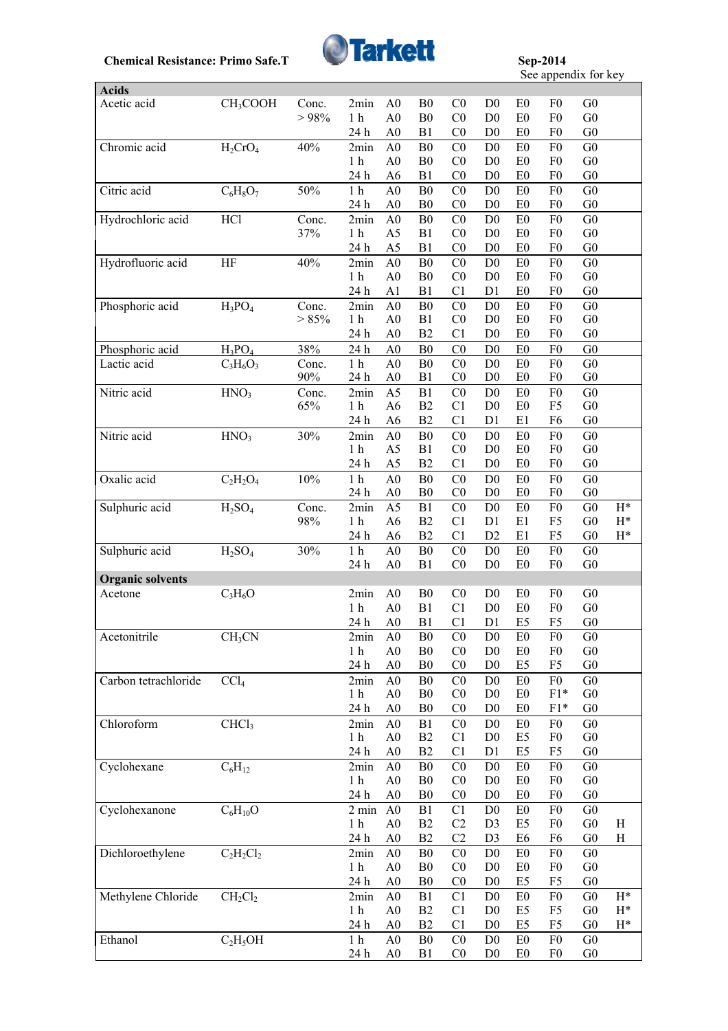**Chemical Resistance: Primo Safe.T** Tarkett **Sep-2014**

See appendix for key

| Chemical | Formula | Concentration | Time | A | B | C | D | E | F | G | H |
|---|---|---|---|---|---|---|---|---|---|---|---|
| **Acids** | | | | | | | | | | | |
| Acetic acid | $CH_3COOH$ | Conc. > 98% | 2min | A0 | B0 | C0 | D0 | E0 | F0 | G0 | |
| | | | 1 h | A0 | B0 | C0 | D0 | E0 | F0 | G0 | |
| | | | 24 h | A0 | B1 | C0 | D0 | E0 | F0 | G0 | |
| Chromic acid | $H_2CrO_4$ | 40% | 2min | A0 | B0 | C0 | D0 | E0 | F0 | G0 | |
| | | | 1 h | A0 | B0 | C0 | D0 | E0 | F0 | G0 | |
| | | | 24 h | A6 | B1 | C0 | D0 | E0 | F0 | G0 | |
| Citric acid | $C_6H_8O_7$ | 50% | 1 h | A0 | B0 | C0 | D0 | E0 | F0 | G0 | |
| | | | 24 h | A0 | B0 | C0 | D0 | E0 | F0 | G0 | |
| Hydrochloric acid | HCl | Conc. 37% | 2min | A0 | B0 | C0 | D0 | E0 | F0 | G0 | |
| | | | 1 h | A5 | B1 | C0 | D0 | E0 | F0 | G0 | |
| | | | 24 h | A5 | B1 | C0 | D0 | E0 | F0 | G0 | |
| Hydrofluoric acid | HF | 40% | 2min | A0 | B0 | C0 | D0 | E0 | F0 | G0 | |
| | | | 1 h | A0 | B0 | C0 | D0 | E0 | F0 | G0 | |
| | | | 24 h | A1 | B1 | C1 | D1 | E0 | F0 | G0 | |
| Phosphoric acid | $H_3PO_4$ | Conc. > 85% | 2min | A0 | B0 | C0 | D0 | E0 | F0 | G0 | |
| | | | 1 h | A0 | B1 | C0 | D0 | E0 | F0 | G0 | |
| | | | 24 h | A0 | B2 | C1 | D0 | E0 | F0 | G0 | |
| Phosphoric acid | $H_3PO_4$ | 38% | 24 h | A0 | B0 | C0 | D0 | E0 | F0 | G0 | |
| Lactic acid | $C_3H_6O_3$ | Conc. 90% | 1 h | A0 | B0 | C0 | D0 | E0 | F0 | G0 | |
| | | | 24 h | A0 | B1 | C0 | D0 | E0 | F0 | G0 | |
| Nitric acid | $HNO_3$ | Conc. 65% | 2min | A5 | B1 | C0 | D0 | E0 | F0 | G0 | |
| | | | 1 h | A6 | B2 | C1 | D0 | E0 | F5 | G0 | |
| | | | 24 h | A6 | B2 | C1 | D1 | E1 | F6 | G0 | |
| Nitric acid | $HNO_3$ | 30% | 2min | A0 | B0 | C0 | D0 | E0 | F0 | G0 | |
| | | | 1 h | A5 | B1 | C0 | D0 | E0 | F0 | G0 | |
| | | | 24 h | A5 | B2 | C1 | D0 | E0 | F0 | G0 | |
| Oxalic acid | $C_2H_2O_4$ | 10% | 1 h | A0 | B0 | C0 | D0 | E0 | F0 | G0 | |
| | | | 24 h | A0 | B0 | C0 | D0 | E0 | F0 | G0 | |
| Sulphuric acid | $H_2SO_4$ | Conc. 98% | 2min | A5 | B1 | C0 | D0 | E0 | F0 | G0 | H* |
| | | | 1 h | A6 | B2 | C1 | D1 | E1 | F5 | G0 | H* |
| | | | 24 h | A6 | B2 | C1 | D2 | E1 | F5 | G0 | H* |
| Sulphuric acid | $H_2SO_4$ | 30% | 1 h | A0 | B0 | C0 | D0 | E0 | F0 | G0 | |
| | | | 24 h | A0 | B1 | C0 | D0 | E0 | F0 | G0 | |
| **Organic solvents** | | | | | | | | | | | |
| Acetone | $C_3H_6O$ | | 2min | A0 | B0 | C0 | D0 | E0 | F0 | G0 | |
| | | | 1 h | A0 | B1 | C1 | D0 | E0 | F0 | G0 | |
| | | | 24 h | A0 | B1 | C1 | D1 | E5 | F5 | G0 | |
| Acetonitrile | $CH_3CN$ | | 2min | A0 | B0 | C0 | D0 | E0 | F0 | G0 | |
| | | | 1 h | A0 | B0 | C0 | D0 | E0 | F0 | G0 | |
| | | | 24 h | A0 | B0 | C0 | D0 | E5 | F5 | G0 | |
| Carbon tetrachloride | $CCl_4$ | | 2min | A0 | B0 | C0 | D0 | E0 | F0 | G0 | |
| | | | 1 h | A0 | B0 | C0 | D0 | E0 | F1* | G0 | |
| | | | 24 h | A0 | B0 | C0 | D0 | E0 | F1* | G0 | |
| Chloroform | $CHCl_3$ | | 2min | A0 | B1 | C0 | D0 | E0 | F0 | G0 | |
| | | | 1 h | A0 | B2 | C1 | D0 | E5 | F0 | G0 | |
| | | | 24 h | A0 | B2 | C1 | D1 | E5 | F5 | G0 | |
| Cyclohexane | $C_6H_{12}$ | | 2min | A0 | B0 | C0 | D0 | E0 | F0 | G0 | |
| | | | 1 h | A0 | B0 | C0 | D0 | E0 | F0 | G0 | |
| | | | 24 h | A0 | B0 | C0 | D0 | E0 | F0 | G0 | |
| Cyclohexanone | $C_6H_{10}O$ | | 2 min | A0 | B1 | C1 | D0 | E0 | F0 | G0 | |
| | | | 1 h | A0 | B2 | C2 | D3 | E5 | F0 | G0 | H |
| | | | 24 h | A0 | B2 | C2 | D3 | E6 | F6 | G0 | H |
| Dichloroethylene | $C_2H_2Cl_2$ | | 2min | A0 | B0 | C0 | D0 | E0 | F0 | G0 | |
| | | | 1 h | A0 | B0 | C0 | D0 | E0 | F0 | G0 | |
| | | | 24 h | A0 | B0 | C0 | D0 | E5 | F5 | G0 | |
| Methylene Chloride | $CH_2Cl_2$ | | 2min | A0 | B1 | C1 | D0 | E0 | F0 | G0 | H* |
| | | | 1 h | A0 | B2 | C1 | D0 | E5 | F5 | G0 | H* |
| | | | 24 h | A0 | B2 | C1 | D0 | E5 | F5 | G0 | H* |
| Ethanol | $C_2H_5OH$ | | 1 h | A0 | B0 | C0 | D0 | E0 | F0 | G0 | |
| | | | 24 h | A0 | B1 | C0 | D0 | E0 | F0 | G0 | |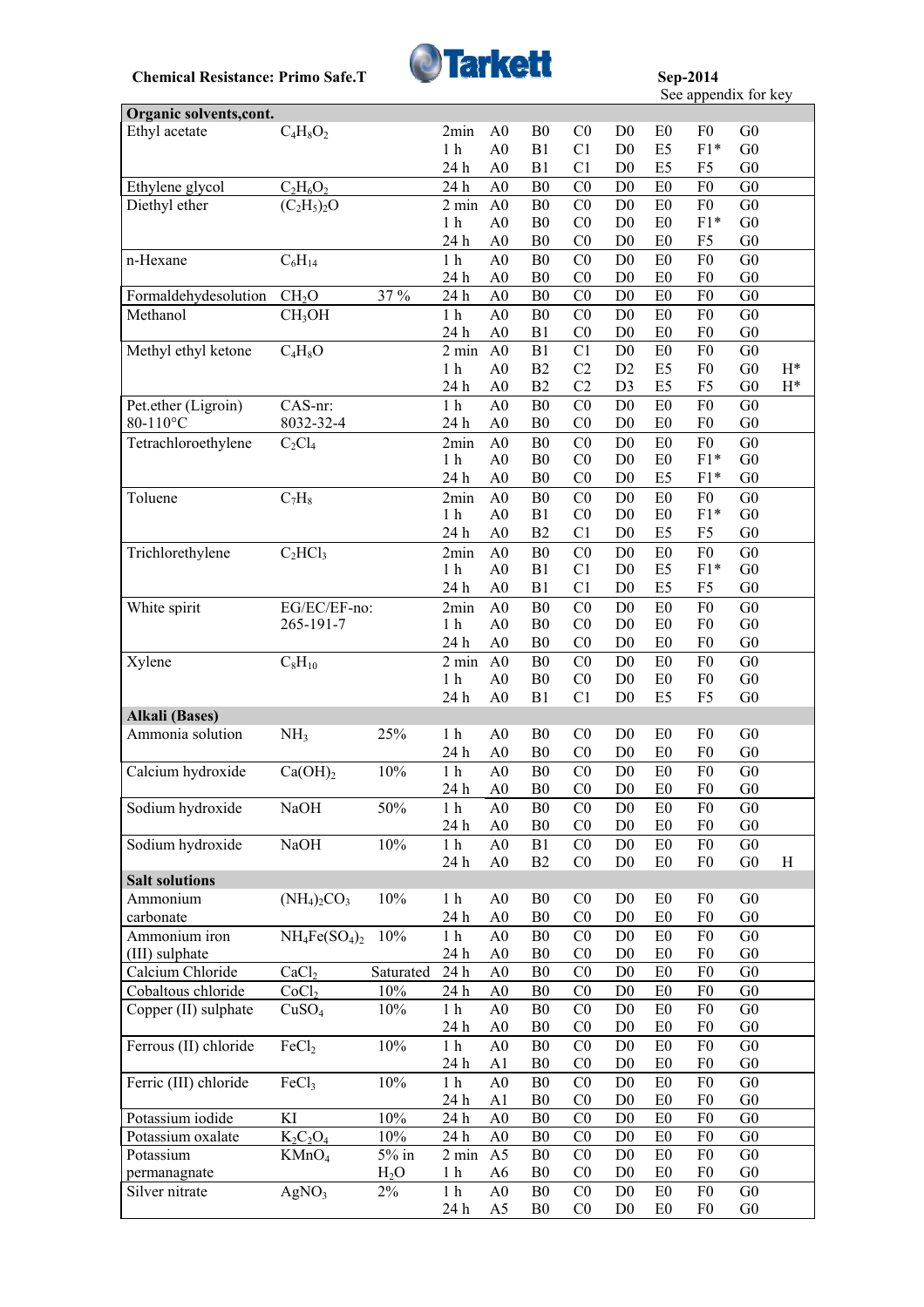**Chemical Resistance: Primo Safe.T**

**Sep-2014**
See appendix for key

| Organic solvents,cont. | | | | | | | | | | | | |
|---|---|---|---|---|---|---|---|---|---|---|---|---|
| Ethyl acetate | $C_4H_8O_2$ | | 2min | A0 | B0 | C0 | D0 | E0 | F0 | G0 | |
| | | | 1 h | A0 | B1 | C1 | D0 | E5 | F1* | G0 | |
| | | | 24 h | A0 | B1 | C1 | D0 | E5 | F5 | G0 | |
| Ethylene glycol | $C_2H_6O_2$ | | 24 h | A0 | B0 | C0 | D0 | E0 | F0 | G0 | |
| Diethyl ether | $(C_2H_5)_2O$ | | 2 min | A0 | B0 | C0 | D0 | E0 | F0 | G0 | |
| | | | 1 h | A0 | B0 | C0 | D0 | E0 | F1* | G0 | |
| | | | 24 h | A0 | B0 | C0 | D0 | E0 | F5 | G0 | |
| n-Hexane | $C_6H_{14}$ | | 1 h | A0 | B0 | C0 | D0 | E0 | F0 | G0 | |
| | | | 24 h | A0 | B0 | C0 | D0 | E0 | F0 | G0 | |
| Formaldehydesolution | $CH_2O$ | 37 % | 24 h | A0 | B0 | C0 | D0 | E0 | F0 | G0 | |
| Methanol | $CH_3OH$ | | 1 h | A0 | B0 | C0 | D0 | E0 | F0 | G0 | |
| | | | 24 h | A0 | B1 | C0 | D0 | E0 | F0 | G0 | |
| Methyl ethyl ketone | $C_4H_8O$ | | 2 min | A0 | B1 | C1 | D0 | E0 | F0 | G0 | |
| | | | 1 h | A0 | B2 | C2 | D2 | E5 | F0 | G0 | H* |
| | | | 24 h | A0 | B2 | C2 | D3 | E5 | F5 | G0 | H* |
| Pet.ether (Ligroin) 80-110°C | CAS-nr: 8032-32-4 | | 1 h | A0 | B0 | C0 | D0 | E0 | F0 | G0 | |
| | | | 24 h | A0 | B0 | C0 | D0 | E0 | F0 | G0 | |
| Tetrachloroethylene | $C_2Cl_4$ | | 2min | A0 | B0 | C0 | D0 | E0 | F0 | G0 | |
| | | | 1 h | A0 | B0 | C0 | D0 | E0 | F1* | G0 | |
| | | | 24 h | A0 | B0 | C0 | D0 | E5 | F1* | G0 | |
| Toluene | $C_7H_8$ | | 2min | A0 | B0 | C0 | D0 | E0 | F0 | G0 | |
| | | | 1 h | A0 | B1 | C0 | D0 | E0 | F1* | G0 | |
| | | | 24 h | A0 | B2 | C1 | D0 | E5 | F5 | G0 | |
| Trichlorethylene | $C_2HCl_3$ | | 2min | A0 | B0 | C0 | D0 | E0 | F0 | G0 | |
| | | | 1 h | A0 | B1 | C1 | D0 | E5 | F1* | G0 | |
| | | | 24 h | A0 | B1 | C1 | D0 | E5 | F5 | G0 | |
| White spirit | EG/EC/EF-no: 265-191-7 | | 2min | A0 | B0 | C0 | D0 | E0 | F0 | G0 | |
| | | | 1 h | A0 | B0 | C0 | D0 | E0 | F0 | G0 | |
| | | | 24 h | A0 | B0 | C0 | D0 | E0 | F0 | G0 | |
| Xylene | $C_8H_{10}$ | | 2 min | A0 | B0 | C0 | D0 | E0 | F0 | G0 | |
| | | | 1 h | A0 | B0 | C0 | D0 | E0 | F0 | G0 | |
| | | | 24 h | A0 | B1 | C1 | D0 | E5 | F5 | G0 | |
| **Alkali (Bases)** | | | | | | | | | | | |
| Ammonia solution | $NH_3$ | 25% | 1 h | A0 | B0 | C0 | D0 | E0 | F0 | G0 | |
| | | | 24 h | A0 | B0 | C0 | D0 | E0 | F0 | G0 | |
| Calcium hydroxide | $Ca(OH)_2$ | 10% | 1 h | A0 | B0 | C0 | D0 | E0 | F0 | G0 | |
| | | | 24 h | A0 | B0 | C0 | D0 | E0 | F0 | G0 | |
| Sodium hydroxide | NaOH | 50% | 1 h | A0 | B0 | C0 | D0 | E0 | F0 | G0 | |
| | | | 24 h | A0 | B0 | C0 | D0 | E0 | F0 | G0 | |
| Sodium hydroxide | NaOH | 10% | 1 h | A0 | B1 | C0 | D0 | E0 | F0 | G0 | |
| | | | 24 h | A0 | B2 | C0 | D0 | E0 | F0 | G0 | H |
| **Salt solutions** | | | | | | | | | | | |
| Ammonium carbonate | $(NH_4)_2CO_3$ | 10% | 1 h | A0 | B0 | C0 | D0 | E0 | F0 | G0 | |
| | | | 24 h | A0 | B0 | C0 | D0 | E0 | F0 | G0 | |
| Ammonium iron (III) sulphate | $NH_4Fe(SO_4)_2$ | 10% | 1 h | A0 | B0 | C0 | D0 | E0 | F0 | G0 | |
| | | | 24 h | A0 | B0 | C0 | D0 | E0 | F0 | G0 | |
| Calcium Chloride | $CaCl_2$ | Saturated | 24 h | A0 | B0 | C0 | D0 | E0 | F0 | G0 | |
| Cobaltous chloride | $CoCl_2$ | 10% | 24 h | A0 | B0 | C0 | D0 | E0 | F0 | G0 | |
| Copper (II) sulphate | $CuSO_4$ | 10% | 1 h | A0 | B0 | C0 | D0 | E0 | F0 | G0 | |
| | | | 24 h | A0 | B0 | C0 | D0 | E0 | F0 | G0 | |
| Ferrous (II) chloride | $FeCl_2$ | 10% | 1 h | A0 | B0 | C0 | D0 | E0 | F0 | G0 | |
| | | | 24 h | A1 | B0 | C0 | D0 | E0 | F0 | G0 | |
| Ferric (III) chloride | $FeCl_3$ | 10% | 1 h | A0 | B0 | C0 | D0 | E0 | F0 | G0 | |
| | | | 24 h | A1 | B0 | C0 | D0 | E0 | F0 | G0 | |
| Potassium iodide | KI | 10% | 24 h | A0 | B0 | C0 | D0 | E0 | F0 | G0 | |
| Potassium oxalate | $K_2C_2O_4$ | 10% | 24 h | A0 | B0 | C0 | D0 | E0 | F0 | G0 | |
| Potassium permanagnate | $KMnO_4$ | 5% in $H_2O$ | 2 min | A5 | B0 | C0 | D0 | E0 | F0 | G0 | |
| | | | 1 h | A6 | B0 | C0 | D0 | E0 | F0 | G0 | |
| Silver nitrate | $AgNO_3$ | 2% | 1 h | A0 | B0 | C0 | D0 | E0 | F0 | G0 | |
| | | | 24 h | A5 | B0 | C0 | D0 | E0 | F0 | G0 | |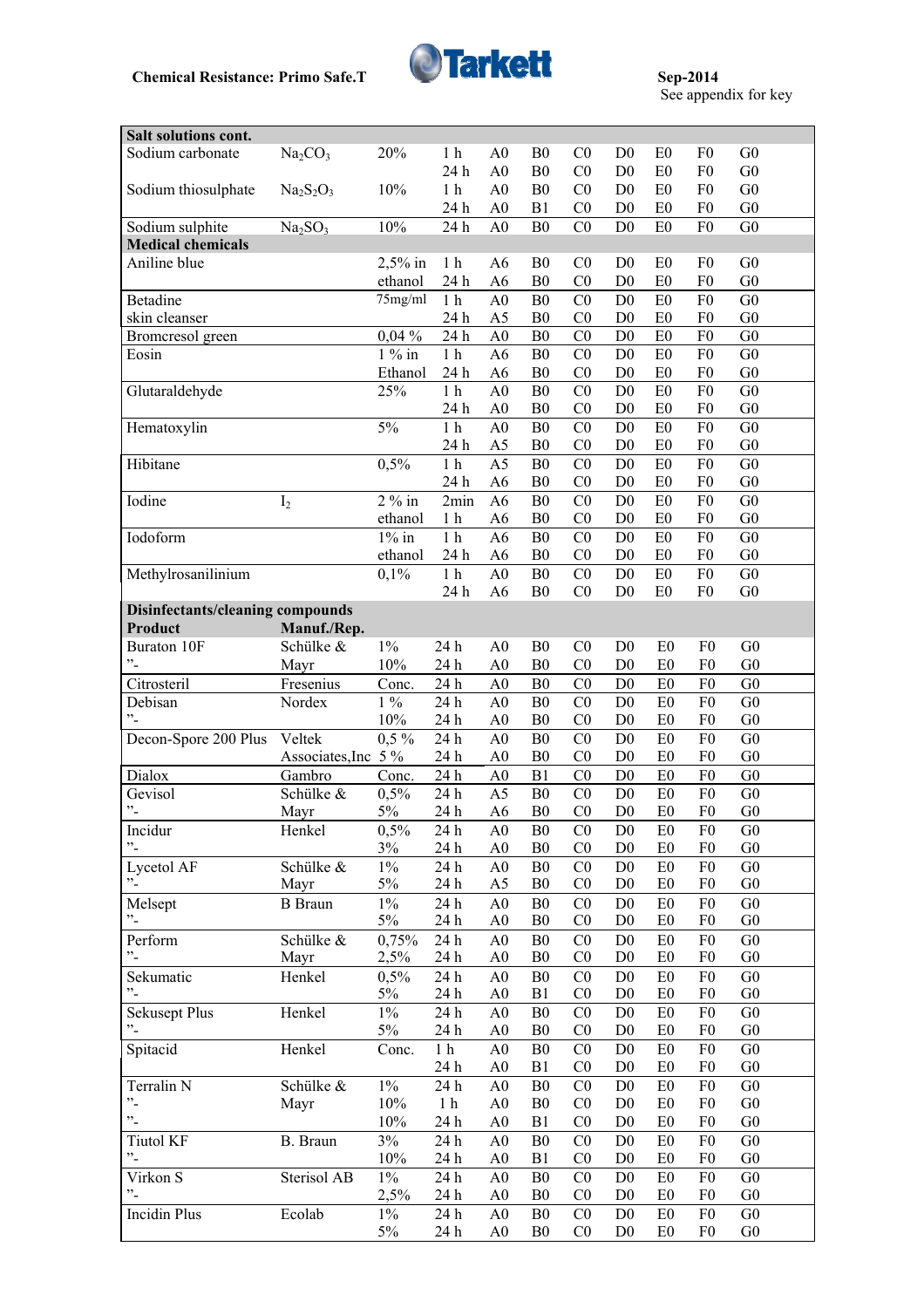**Chemical Resistance: Primo Safe.T**

Sep-2014
See appendix for key

| Salt solutions cont. | | | | | | | | | | |
|---|---|---|---|---|---|---|---|---|---|---|
| Sodium carbonate | $Na_2CO_3$ | 20% | 1 h | A0 | B0 | C0 | D0 | E0 | F0 | G0 |
| | | | 24 h | A0 | B0 | C0 | D0 | E0 | F0 | G0 |
| Sodium thiosulphate | $Na_2S_2O_3$ | 10% | 1 h | A0 | B0 | C0 | D0 | E0 | F0 | G0 |
| | | | 24 h | A0 | B1 | C0 | D0 | E0 | F0 | G0 |
| Sodium sulphite | $Na_2SO_3$ | 10% | 24 h | A0 | B0 | C0 | D0 | E0 | F0 | G0 |
| **Medical chemicals** | | | | | | | | | | |
| Aniline blue | | 2,5% in | 1 h | A6 | B0 | C0 | D0 | E0 | F0 | G0 |
| | | ethanol | 24 h | A6 | B0 | C0 | D0 | E0 | F0 | G0 |
| Betadine | | 75mg/ml | 1 h | A0 | B0 | C0 | D0 | E0 | F0 | G0 |
| skin cleanser | | | 24 h | A5 | B0 | C0 | D0 | E0 | F0 | G0 |
| Bromcresol green | | 0,04 % | 24 h | A0 | B0 | C0 | D0 | E0 | F0 | G0 |
| Eosin | | 1 % in | 1 h | A6 | B0 | C0 | D0 | E0 | F0 | G0 |
| | | Ethanol | 24 h | A6 | B0 | C0 | D0 | E0 | F0 | G0 |
| Glutaraldehyde | | 25% | 1 h | A0 | B0 | C0 | D0 | E0 | F0 | G0 |
| | | | 24 h | A0 | B0 | C0 | D0 | E0 | F0 | G0 |
| Hematoxylin | | 5% | 1 h | A0 | B0 | C0 | D0 | E0 | F0 | G0 |
| | | | 24 h | A5 | B0 | C0 | D0 | E0 | F0 | G0 |
| Hibitane | | 0,5% | 1 h | A5 | B0 | C0 | D0 | E0 | F0 | G0 |
| | | | 24 h | A6 | B0 | C0 | D0 | E0 | F0 | G0 |
| Iodine | $I_2$ | 2 % in | 2min | A6 | B0 | C0 | D0 | E0 | F0 | G0 |
| | | ethanol | 1 h | A6 | B0 | C0 | D0 | E0 | F0 | G0 |
| Iodoform | | 1% in | 1 h | A6 | B0 | C0 | D0 | E0 | F0 | G0 |
| | | ethanol | 24 h | A6 | B0 | C0 | D0 | E0 | F0 | G0 |
| Methylrosanilinium | | 0,1% | 1 h | A0 | B0 | C0 | D0 | E0 | F0 | G0 |
| | | | 24 h | A6 | B0 | C0 | D0 | E0 | F0 | G0 |
| **Disinfectants/cleaning compounds** | | | | | | | | | | |
| **Product** | **Manuf./Rep.** | | | | | | | | | |
| Buraton 10F | Schülke & | 1% | 24 h | A0 | B0 | C0 | D0 | E0 | F0 | G0 |
| ”- | Mayr | 10% | 24 h | A0 | B0 | C0 | D0 | E0 | F0 | G0 |
| Citrosteril | Fresenius | Conc. | 24 h | A0 | B0 | C0 | D0 | E0 | F0 | G0 |
| Debisan | Nordex | 1 % | 24 h | A0 | B0 | C0 | D0 | E0 | F0 | G0 |
| ”- | | 10% | 24 h | A0 | B0 | C0 | D0 | E0 | F0 | G0 |
| Decon-Spore 200 Plus | Veltek | 0,5 % | 24 h | A0 | B0 | C0 | D0 | E0 | F0 | G0 |
| | Associates,Inc | 5 % | 24 h | A0 | B0 | C0 | D0 | E0 | F0 | G0 |
| Dialox | Gambro | Conc. | 24 h | A0 | B1 | C0 | D0 | E0 | F0 | G0 |
| Gevisol | Schülke & | 0,5% | 24 h | A5 | B0 | C0 | D0 | E0 | F0 | G0 |
| ”- | Mayr | 5% | 24 h | A6 | B0 | C0 | D0 | E0 | F0 | G0 |
| Incidur | Henkel | 0,5% | 24 h | A0 | B0 | C0 | D0 | E0 | F0 | G0 |
| ”- | | 3% | 24 h | A0 | B0 | C0 | D0 | E0 | F0 | G0 |
| Lycetol AF | Schülke & | 1% | 24 h | A0 | B0 | C0 | D0 | E0 | F0 | G0 |
| ”- | Mayr | 5% | 24 h | A5 | B0 | C0 | D0 | E0 | F0 | G0 |
| Melsept | B Braun | 1% | 24 h | A0 | B0 | C0 | D0 | E0 | F0 | G0 |
| ”- | | 5% | 24 h | A0 | B0 | C0 | D0 | E0 | F0 | G0 |
| Perform | Schülke & | 0,75% | 24 h | A0 | B0 | C0 | D0 | E0 | F0 | G0 |
| ”- | Mayr | 2,5% | 24 h | A0 | B0 | C0 | D0 | E0 | F0 | G0 |
| Sekumatic | Henkel | 0,5% | 24 h | A0 | B0 | C0 | D0 | E0 | F0 | G0 |
| ”- | | 5% | 24 h | A0 | B1 | C0 | D0 | E0 | F0 | G0 |
| Sekusept Plus | Henkel | 1% | 24 h | A0 | B0 | C0 | D0 | E0 | F0 | G0 |
| ”- | | 5% | 24 h | A0 | B0 | C0 | D0 | E0 | F0 | G0 |
| Spitacid | Henkel | Conc. | 1 h | A0 | B0 | C0 | D0 | E0 | F0 | G0 |
| | | | 24 h | A0 | B1 | C0 | D0 | E0 | F0 | G0 |
| Terralin N | Schülke & | 1% | 24 h | A0 | B0 | C0 | D0 | E0 | F0 | G0 |
| ”- | Mayr | 10% | 1 h | A0 | B0 | C0 | D0 | E0 | F0 | G0 |
| ”- | | 10% | 24 h | A0 | B1 | C0 | D0 | E0 | F0 | G0 |
| Tiutol KF | B. Braun | 3% | 24 h | A0 | B0 | C0 | D0 | E0 | F0 | G0 |
| ”- | | 10% | 24 h | A0 | B1 | C0 | D0 | E0 | F0 | G0 |
| Virkon S | Sterisol AB | 1% | 24 h | A0 | B0 | C0 | D0 | E0 | F0 | G0 |
| ”- | | 2,5% | 24 h | A0 | B0 | C0 | D0 | E0 | F0 | G0 |
| Incidin Plus | Ecolab | 1% | 24 h | A0 | B0 | C0 | D0 | E0 | F0 | G0 |
| | | 5% | 24 h | A0 | B0 | C0 | D0 | E0 | F0 | G0 |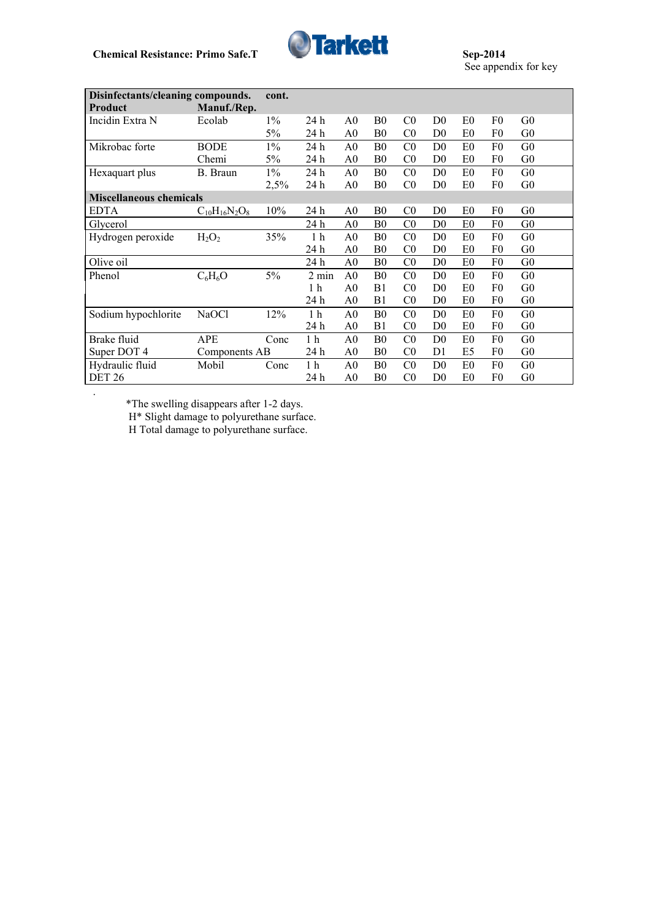| Disinfectants/cleaning compounds. | cont. | | | | | | | | | |
|---|---|---|---|---|---|---|---|---|---|---|
| **Product** | **Manuf./Rep.** | | | | | | | | | |
| Incidin Extra N | Ecolab | 1% | 24 h | A0 | B0 | C0 | D0 | E0 | F0 | G0 |
| | | 5% | 24 h | A0 | B0 | C0 | D0 | E0 | F0 | G0 |
| Mikrobac forte | BODE | 1% | 24 h | A0 | B0 | C0 | D0 | E0 | F0 | G0 |
| | Chemi | 5% | 24 h | A0 | B0 | C0 | D0 | E0 | F0 | G0 |
| Hexaquart plus | B. Braun | 1% | 24 h | A0 | B0 | C0 | D0 | E0 | F0 | G0 |
| | | 2,5% | 24 h | A0 | B0 | C0 | D0 | E0 | F0 | G0 |
| **Miscellaneous chemicals** | | | | | | | | | | |
| EDTA | $C_{10}H_{16}N_2O_8$ | 10% | 24 h | A0 | B0 | C0 | D0 | E0 | F0 | G0 |
| Glycerol | | | 24 h | A0 | B0 | C0 | D0 | E0 | F0 | G0 |
| Hydrogen peroxide | $H_2O_2$ | 35% | 1 h | A0 | B0 | C0 | D0 | E0 | F0 | G0 |
| | | | 24 h | A0 | B0 | C0 | D0 | E0 | F0 | G0 |
| Olive oil | | | 24 h | A0 | B0 | C0 | D0 | E0 | F0 | G0 |
| Phenol | $C_6H_6O$ | 5% | 2 min | A0 | B0 | C0 | D0 | E0 | F0 | G0 |
| | | | 1 h | A0 | B1 | C0 | D0 | E0 | F0 | G0 |
| | | | 24 h | A0 | B1 | C0 | D0 | E0 | F0 | G0 |
| Sodium hypochlorite | NaOCl | 12% | 1 h | A0 | B0 | C0 | D0 | E0 | F0 | G0 |
| | | | 24 h | A0 | B1 | C0 | D0 | E0 | F0 | G0 |
| Brake fluid | APE | Conc | 1 h | A0 | B0 | C0 | D0 | E0 | F0 | G0 |
| Super DOT 4 | Components AB | | 24 h | A0 | B0 | C0 | D1 | E5 | F0 | G0 |
| Hydraulic fluid | Mobil | Conc | 1 h | A0 | B0 | C0 | D0 | E0 | F0 | G0 |
| DET 26 | | | 24 h | A0 | B0 | C0 | D0 | E0 | F0 | G0 |

*The swelling disappears after 1-2 days.
H* Slight damage to polyurethane surface.
H Total damage to polyurethane surface.